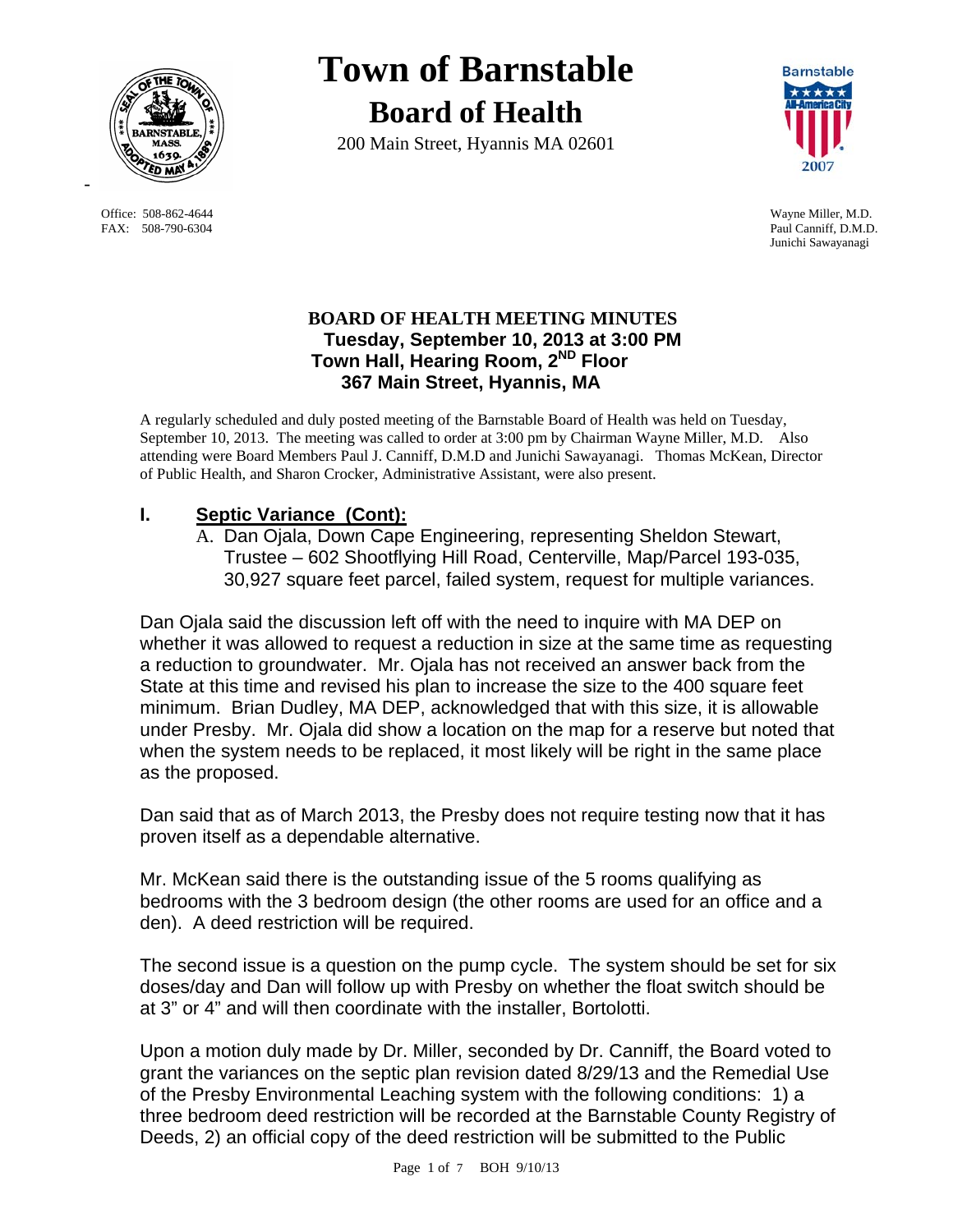# Town of Barnstable

## Board of Health

200 Main Street, Hyannis MA 02601

Office: 508-862-4644
FAX: 508-790-6304

Wayne Miller, M.D.
Paul Canniff, D.M.D.
Junichi Sawayanagi

**BOARD OF HEALTH MEETING MINUTES**
**Tuesday, September 10, 2013 at 3:00 PM**
**Town Hall, Hearing Room, 2ND Floor**
**367 Main Street, Hyannis, MA**

A regularly scheduled and duly posted meeting of the Barnstable Board of Health was held on Tuesday, September 10, 2013. The meeting was called to order at 3:00 pm by Chairman Wayne Miller, M.D. Also attending were Board Members Paul J. Canniff, D.M.D and Junichi Sawayanagi. Thomas McKean, Director of Public Health, and Sharon Crocker, Administrative Assistant, were also present.

## I. Septic Variance (Cont):

A. Dan Ojala, Down Cape Engineering, representing Sheldon Stewart, Trustee – 602 Shootflying Hill Road, Centerville, Map/Parcel 193-035, 30,927 square feet parcel, failed system, request for multiple variances.

Dan Ojala said the discussion left off with the need to inquire with MA DEP on whether it was allowed to request a reduction in size at the same time as requesting a reduction to groundwater. Mr. Ojala has not received an answer back from the State at this time and revised his plan to increase the size to the 400 square feet minimum. Brian Dudley, MA DEP, acknowledged that with this size, it is allowable under Presby. Mr. Ojala did show a location on the map for a reserve but noted that when the system needs to be replaced, it most likely will be right in the same place as the proposed.

Dan said that as of March 2013, the Presby does not require testing now that it has proven itself as a dependable alternative.

Mr. McKean said there is the outstanding issue of the 5 rooms qualifying as bedrooms with the 3 bedroom design (the other rooms are used for an office and a den). A deed restriction will be required.

The second issue is a question on the pump cycle. The system should be set for six doses/day and Dan will follow up with Presby on whether the float switch should be at 3" or 4" and will then coordinate with the installer, Bortolotti.

Upon a motion duly made by Dr. Miller, seconded by Dr. Canniff, the Board voted to grant the variances on the septic plan revision dated 8/29/13 and the Remedial Use of the Presby Environmental Leaching system with the following conditions: 1) a three bedroom deed restriction will be recorded at the Barnstable County Registry of Deeds, 2) an official copy of the deed restriction will be submitted to the Public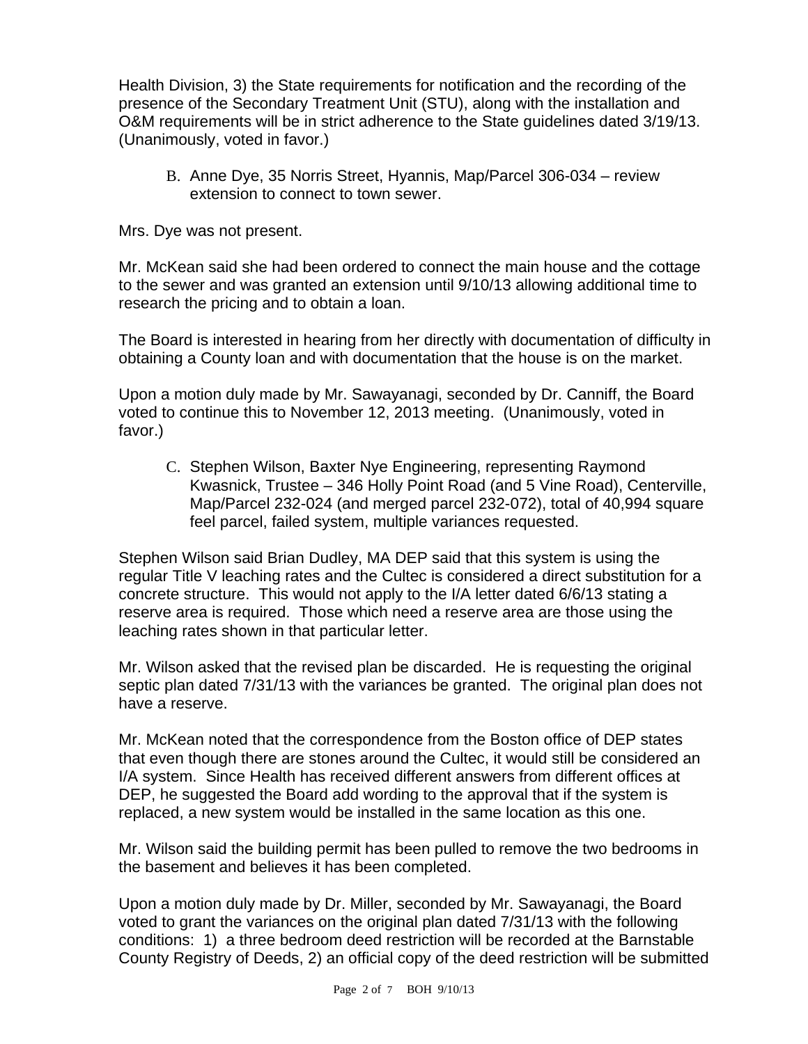Health Division, 3) the State requirements for notification and the recording of the presence of the Secondary Treatment Unit (STU), along with the installation and O&M requirements will be in strict adherence to the State guidelines dated 3/19/13. (Unanimously, voted in favor.)

B. Anne Dye, 35 Norris Street, Hyannis, Map/Parcel 306-034 – review extension to connect to town sewer.

Mrs. Dye was not present.

Mr. McKean said she had been ordered to connect the main house and the cottage to the sewer and was granted an extension until 9/10/13 allowing additional time to research the pricing and to obtain a loan.

The Board is interested in hearing from her directly with documentation of difficulty in obtaining a County loan and with documentation that the house is on the market.

Upon a motion duly made by Mr. Sawayanagi, seconded by Dr. Canniff, the Board voted to continue this to November 12, 2013 meeting. (Unanimously, voted in favor.)

C. Stephen Wilson, Baxter Nye Engineering, representing Raymond Kwasnick, Trustee – 346 Holly Point Road (and 5 Vine Road), Centerville, Map/Parcel 232-024 (and merged parcel 232-072), total of 40,994 square feel parcel, failed system, multiple variances requested.

Stephen Wilson said Brian Dudley, MA DEP said that this system is using the regular Title V leaching rates and the Cultec is considered a direct substitution for a concrete structure. This would not apply to the I/A letter dated 6/6/13 stating a reserve area is required. Those which need a reserve area are those using the leaching rates shown in that particular letter.

Mr. Wilson asked that the revised plan be discarded. He is requesting the original septic plan dated 7/31/13 with the variances be granted. The original plan does not have a reserve.

Mr. McKean noted that the correspondence from the Boston office of DEP states that even though there are stones around the Cultec, it would still be considered an I/A system. Since Health has received different answers from different offices at DEP, he suggested the Board add wording to the approval that if the system is replaced, a new system would be installed in the same location as this one.

Mr. Wilson said the building permit has been pulled to remove the two bedrooms in the basement and believes it has been completed.

Upon a motion duly made by Dr. Miller, seconded by Mr. Sawayanagi, the Board voted to grant the variances on the original plan dated 7/31/13 with the following conditions: 1) a three bedroom deed restriction will be recorded at the Barnstable County Registry of Deeds, 2) an official copy of the deed restriction will be submitted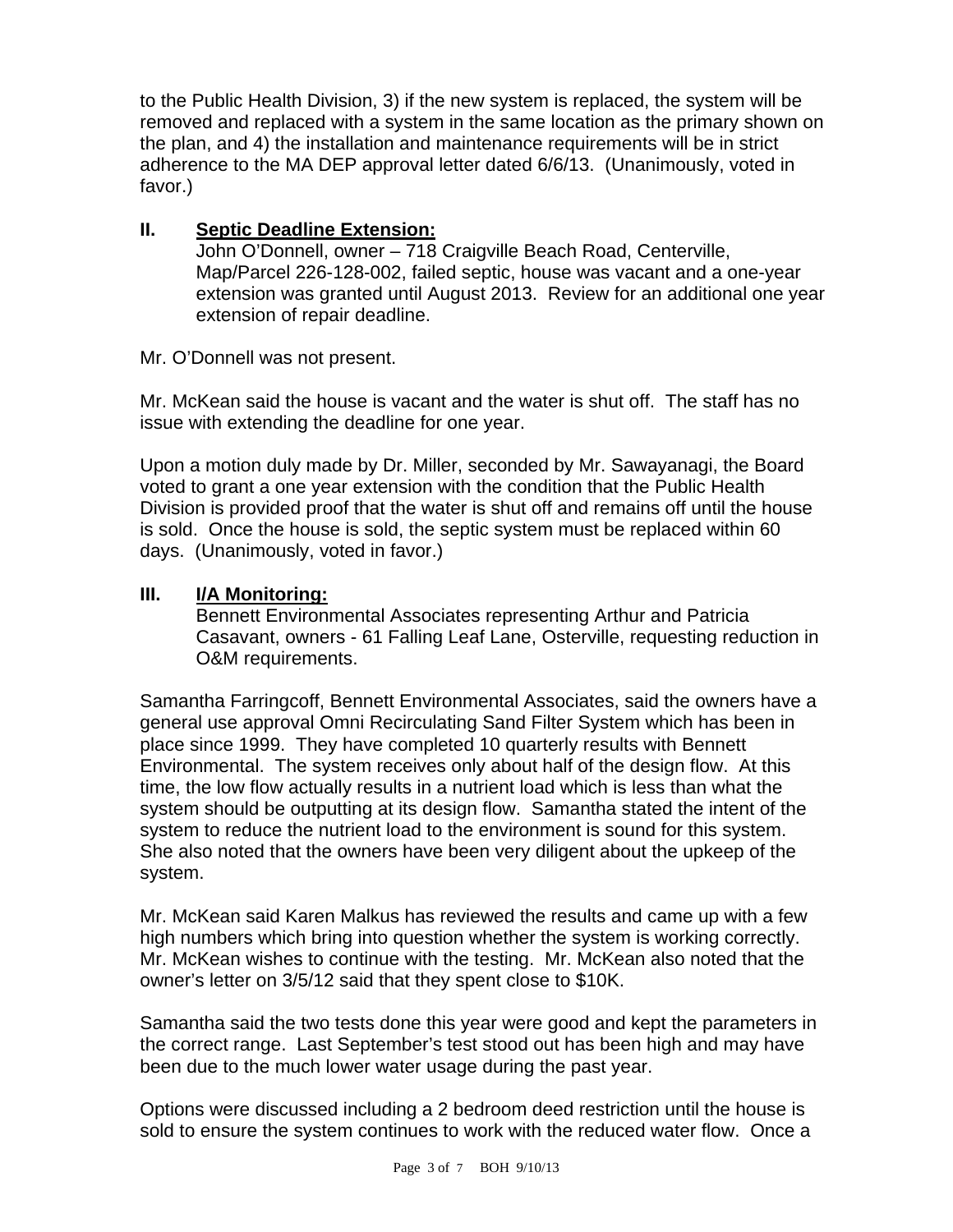to the Public Health Division, 3) if the new system is replaced, the system will be removed and replaced with a system in the same location as the primary shown on the plan, and 4) the installation and maintenance requirements will be in strict adherence to the MA DEP approval letter dated 6/6/13. (Unanimously, voted in favor.)

## II. Septic Deadline Extension:

John O'Donnell, owner – 718 Craigville Beach Road, Centerville, Map/Parcel 226-128-002, failed septic, house was vacant and a one-year extension was granted until August 2013. Review for an additional one year extension of repair deadline.

Mr. O'Donnell was not present.

Mr. McKean said the house is vacant and the water is shut off. The staff has no issue with extending the deadline for one year.

Upon a motion duly made by Dr. Miller, seconded by Mr. Sawayanagi, the Board voted to grant a one year extension with the condition that the Public Health Division is provided proof that the water is shut off and remains off until the house is sold. Once the house is sold, the septic system must be replaced within 60 days. (Unanimously, voted in favor.)

## III. I/A Monitoring:

Bennett Environmental Associates representing Arthur and Patricia Casavant, owners - 61 Falling Leaf Lane, Osterville, requesting reduction in O&M requirements.

Samantha Farringcoff, Bennett Environmental Associates, said the owners have a general use approval Omni Recirculating Sand Filter System which has been in place since 1999. They have completed 10 quarterly results with Bennett Environmental. The system receives only about half of the design flow. At this time, the low flow actually results in a nutrient load which is less than what the system should be outputting at its design flow. Samantha stated the intent of the system to reduce the nutrient load to the environment is sound for this system. She also noted that the owners have been very diligent about the upkeep of the system.

Mr. McKean said Karen Malkus has reviewed the results and came up with a few high numbers which bring into question whether the system is working correctly. Mr. McKean wishes to continue with the testing. Mr. McKean also noted that the owner's letter on 3/5/12 said that they spent close to $10K.

Samantha said the two tests done this year were good and kept the parameters in the correct range. Last September's test stood out has been high and may have been due to the much lower water usage during the past year.

Options were discussed including a 2 bedroom deed restriction until the house is sold to ensure the system continues to work with the reduced water flow. Once a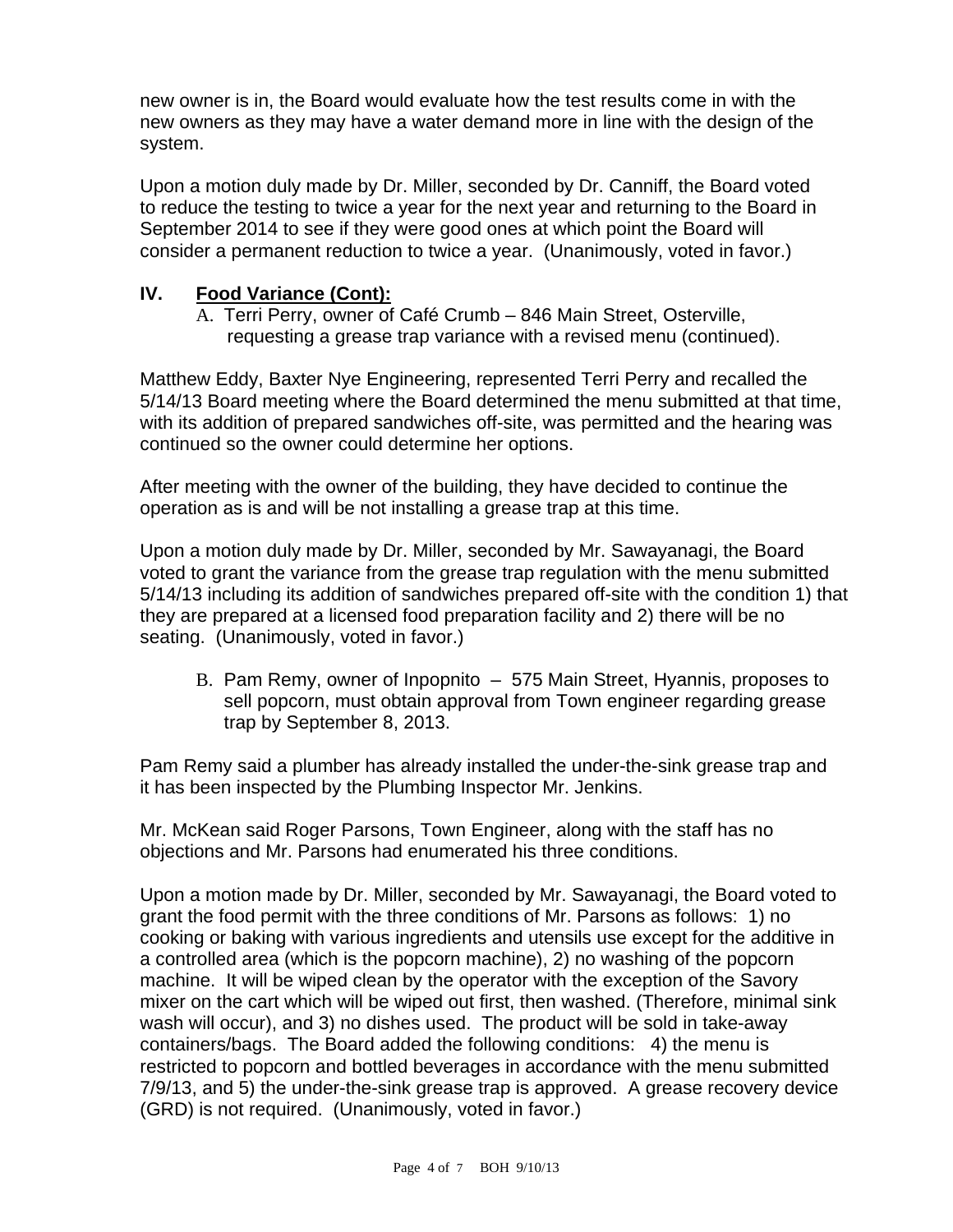new owner is in, the Board would evaluate how the test results come in with the new owners as they may have a water demand more in line with the design of the system.

Upon a motion duly made by Dr. Miller, seconded by Dr. Canniff, the Board voted to reduce the testing to twice a year for the next year and returning to the Board in September 2014 to see if they were good ones at which point the Board will consider a permanent reduction to twice a year. (Unanimously, voted in favor.)

## IV. Food Variance (Cont):

A. Terri Perry, owner of Café Crumb – 846 Main Street, Osterville, requesting a grease trap variance with a revised menu (continued).

Matthew Eddy, Baxter Nye Engineering, represented Terri Perry and recalled the 5/14/13 Board meeting where the Board determined the menu submitted at that time, with its addition of prepared sandwiches off-site, was permitted and the hearing was continued so the owner could determine her options.

After meeting with the owner of the building, they have decided to continue the operation as is and will be not installing a grease trap at this time.

Upon a motion duly made by Dr. Miller, seconded by Mr. Sawayanagi, the Board voted to grant the variance from the grease trap regulation with the menu submitted 5/14/13 including its addition of sandwiches prepared off-site with the condition 1) that they are prepared at a licensed food preparation facility and 2) there will be no seating. (Unanimously, voted in favor.)

B. Pam Remy, owner of Inpopnito – 575 Main Street, Hyannis, proposes to sell popcorn, must obtain approval from Town engineer regarding grease trap by September 8, 2013.

Pam Remy said a plumber has already installed the under-the-sink grease trap and it has been inspected by the Plumbing Inspector Mr. Jenkins.

Mr. McKean said Roger Parsons, Town Engineer, along with the staff has no objections and Mr. Parsons had enumerated his three conditions.

Upon a motion made by Dr. Miller, seconded by Mr. Sawayanagi, the Board voted to grant the food permit with the three conditions of Mr. Parsons as follows: 1) no cooking or baking with various ingredients and utensils use except for the additive in a controlled area (which is the popcorn machine), 2) no washing of the popcorn machine. It will be wiped clean by the operator with the exception of the Savory mixer on the cart which will be wiped out first, then washed. (Therefore, minimal sink wash will occur), and 3) no dishes used. The product will be sold in take-away containers/bags. The Board added the following conditions: 4) the menu is restricted to popcorn and bottled beverages in accordance with the menu submitted 7/9/13, and 5) the under-the-sink grease trap is approved. A grease recovery device (GRD) is not required. (Unanimously, voted in favor.)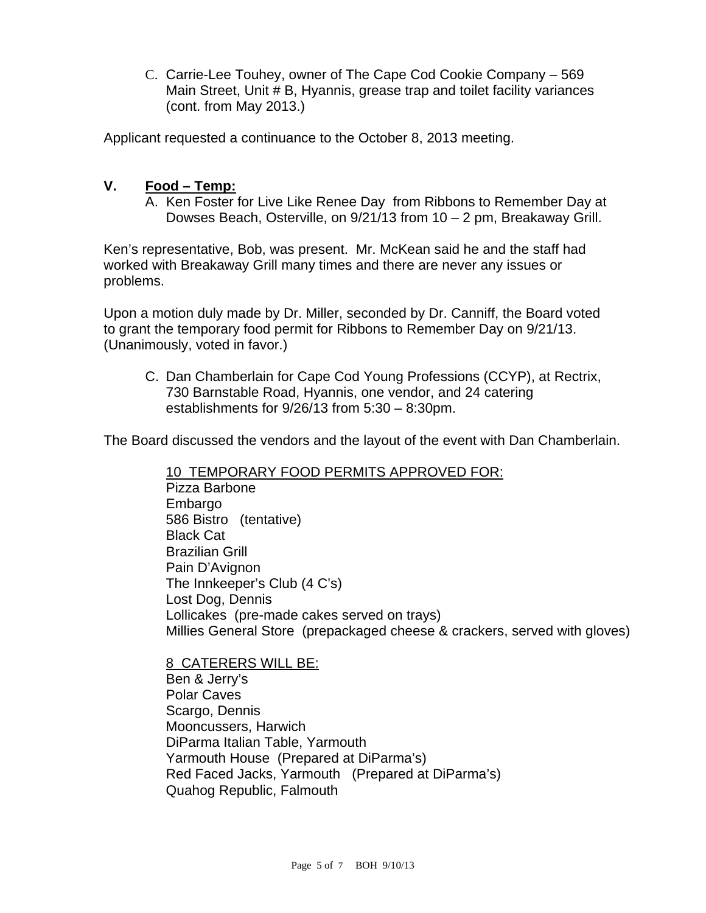C. Carrie-Lee Touhey, owner of The Cape Cod Cookie Company – 569 Main Street, Unit # B, Hyannis, grease trap and toilet facility variances (cont. from May 2013.)

Applicant requested a continuance to the October 8, 2013 meeting.

## V. Food – Temp:

A. Ken Foster for Live Like Renee Day from Ribbons to Remember Day at Dowses Beach, Osterville, on 9/21/13 from 10 – 2 pm, Breakaway Grill.

Ken's representative, Bob, was present. Mr. McKean said he and the staff had worked with Breakaway Grill many times and there are never any issues or problems.

Upon a motion duly made by Dr. Miller, seconded by Dr. Canniff, the Board voted to grant the temporary food permit for Ribbons to Remember Day on 9/21/13. (Unanimously, voted in favor.)

C. Dan Chamberlain for Cape Cod Young Professions (CCYP), at Rectrix, 730 Barnstable Road, Hyannis, one vendor, and 24 catering establishments for 9/26/13 from 5:30 – 8:30pm.

The Board discussed the vendors and the layout of the event with Dan Chamberlain.

10 TEMPORARY FOOD PERMITS APPROVED FOR:
Pizza Barbone
Embargo
586 Bistro (tentative)
Black Cat
Brazilian Grill
Pain D'Avignon
The Innkeeper's Club (4 C's)
Lost Dog, Dennis
Lollicakes (pre-made cakes served on trays)
Millies General Store (prepackaged cheese & crackers, served with gloves)

8 CATERERS WILL BE:
Ben & Jerry's
Polar Caves
Scargo, Dennis
Mooncussers, Harwich
DiParma Italian Table, Yarmouth
Yarmouth House (Prepared at DiParma's)
Red Faced Jacks, Yarmouth (Prepared at DiParma's)
Quahog Republic, Falmouth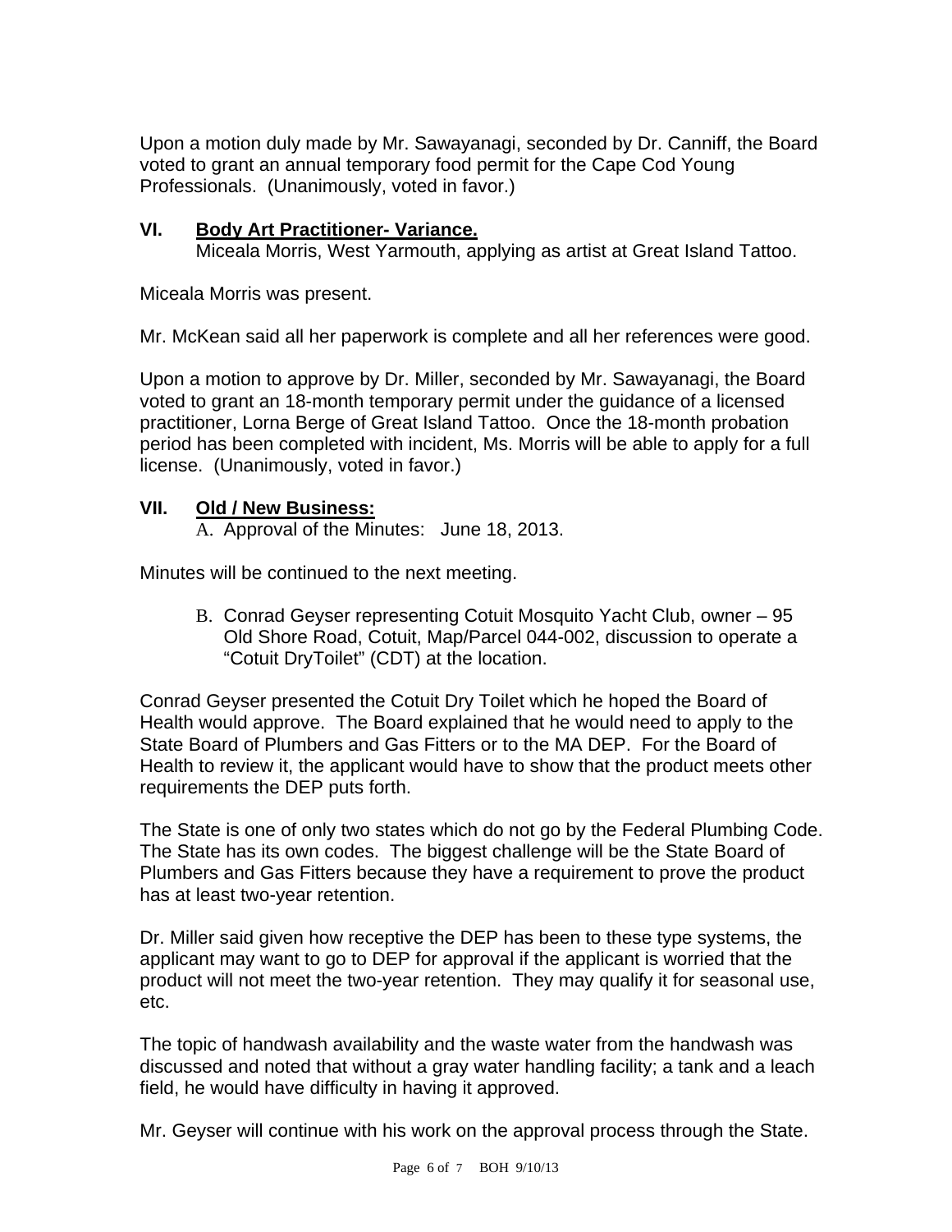Upon a motion duly made by Mr. Sawayanagi, seconded by Dr. Canniff, the Board voted to grant an annual temporary food permit for the Cape Cod Young Professionals. (Unanimously, voted in favor.)

## VI. Body Art Practitioner- Variance.

Miceala Morris, West Yarmouth, applying as artist at Great Island Tattoo.

Miceala Morris was present.

Mr. McKean said all her paperwork is complete and all her references were good.

Upon a motion to approve by Dr. Miller, seconded by Mr. Sawayanagi, the Board voted to grant an 18-month temporary permit under the guidance of a licensed practitioner, Lorna Berge of Great Island Tattoo. Once the 18-month probation period has been completed with incident, Ms. Morris will be able to apply for a full license. (Unanimously, voted in favor.)

## VII. Old / New Business:

A. Approval of the Minutes: June 18, 2013.

Minutes will be continued to the next meeting.

B. Conrad Geyser representing Cotuit Mosquito Yacht Club, owner – 95 Old Shore Road, Cotuit, Map/Parcel 044-002, discussion to operate a "Cotuit DryToilet" (CDT) at the location.

Conrad Geyser presented the Cotuit Dry Toilet which he hoped the Board of Health would approve. The Board explained that he would need to apply to the State Board of Plumbers and Gas Fitters or to the MA DEP. For the Board of Health to review it, the applicant would have to show that the product meets other requirements the DEP puts forth.

The State is one of only two states which do not go by the Federal Plumbing Code. The State has its own codes. The biggest challenge will be the State Board of Plumbers and Gas Fitters because they have a requirement to prove the product has at least two-year retention.

Dr. Miller said given how receptive the DEP has been to these type systems, the applicant may want to go to DEP for approval if the applicant is worried that the product will not meet the two-year retention. They may qualify it for seasonal use, etc.

The topic of handwash availability and the waste water from the handwash was discussed and noted that without a gray water handling facility; a tank and a leach field, he would have difficulty in having it approved.

Mr. Geyser will continue with his work on the approval process through the State.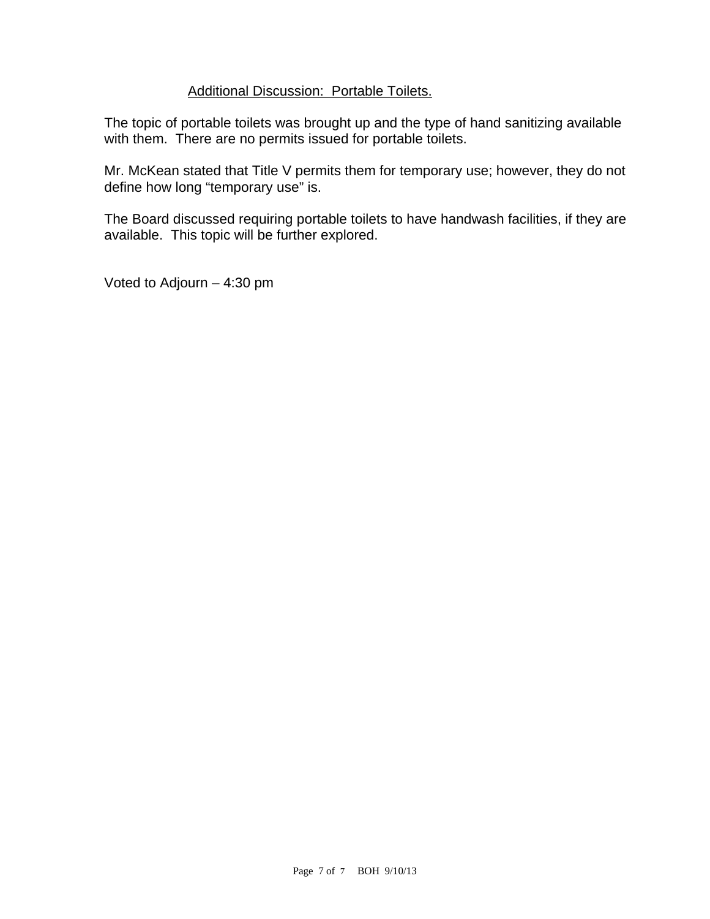Additional Discussion: Portable Toilets.

The topic of portable toilets was brought up and the type of hand sanitizing available with them. There are no permits issued for portable toilets.

Mr. McKean stated that Title V permits them for temporary use; however, they do not define how long "temporary use" is.

The Board discussed requiring portable toilets to have handwash facilities, if they are available. This topic will be further explored.

Voted to Adjourn – 4:30 pm